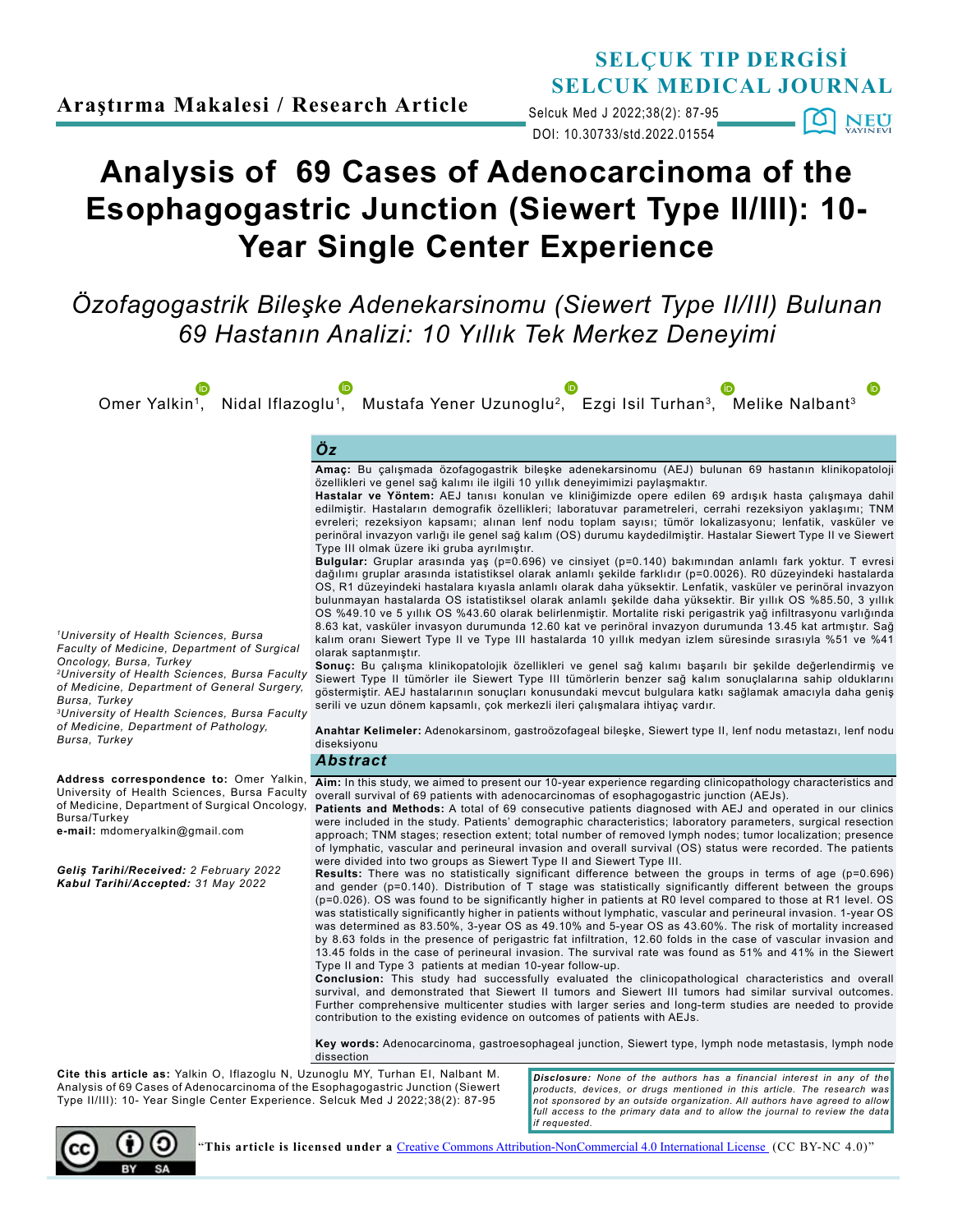Araştırma Makalesi / Research Article

# Analysis of 69 Cases of Adenocarcinoma of the Esophagogastric Junction (Siewert Type II/III): 10-Year Single Center Experience

## *Özofagogastrik Bileşke Adenekarsinomu (Siewert Type II/III) Bulunan 69 Hastanın Analizi: 10 Yıllık Tek Merkez Deneyimi*

Omer Yalkin[1], Nidal Iflazoglu[1], Mustafa Yener Uzunoglu[2], Ezgi Isil Turhan[3], Melike Nalbant[3]

## Öz

**Amaç:** Bu çalışmada özofagogastrik bileşke adenekarsinomu (AEJ) bulunan 69 hastanın klinikopatoloji özellikleri ve genel sağ kalımı ile ilgili 10 yıllık deneyimimizi paylaşmaktır.

**Hastalar ve Yöntem:** AEJ tanısı konulan ve kliniğimizde opere edilen 69 ardışık hasta çalışmaya dahil edilmiştir. Hastaların demografik özellikleri; laboratuvar parametreleri, cerrahi rezeksiyon yaklaşımı; TNM evreleri; rezeksiyon kapsamı; alınan lenf nodu toplam sayısı; tümör lokalizasyonu; lenfatik, vasküler ve perinöral invazyon varlığı ile genel sağ kalım (OS) durumu kaydedilmiştir. Hastalar Siewert Type II ve Siewert Type III olmak üzere iki gruba ayrılmıştır.

**Bulgular:** Gruplar arasında yaş (p=0.696) ve cinsiyet (p=0.140) bakımından anlamlı fark yoktur. T evresi dağılımı gruplar arasında istatistiksel olarak anlamlı şekilde farklıdır (p=0.0026). R0 düzeyindeki hastalarda OS, R1 düzeyindeki hastalara kıyasla anlamlı olarak daha yüksektir. Lenfatik, vasküler ve perinöral invazyon bulunmayan hastalarda OS istatistiksel olarak anlamlı şekilde daha yüksektir. Bir yıllık OS %85.50, 3 yıllık OS %49.10 ve 5 yıllık OS %43.60 olarak belirlenmiştir. Mortalite riski perigastrik yağ infiltrasyonu varlığında 8.63 kat, vasküler invazyon durumunda 12.60 kat ve perinöral invazyon durumunda 13.45 kat artmıştır. Sağ kalım oranı Siewert Type II ve Type III hastalarda 10 yıllık medyan izlem süresinde sırasıyla %51 ve %41 olarak saptanmıştır.

**Sonuç:** Bu çalışma klinikopatolojik özellikleri ve genel sağ kalımı başarılı bir şekilde değerlendirmiş ve Siewert Type II tümörler ile Siewert Type III tümörlerin benzer sağ kalım sonuçlarına sahip olduklarını göstermiştir. AEJ hastalarının sonuçları konusundaki mevcut bulgulara katkı sağlamak amacıyla daha geniş serili ve uzun dönem kapsamlı, çok merkezli ileri çalışmalara ihtiyaç vardır.

**Anahtar Kelimeler:** Adenokarsinom, gastroözofageal bileşke, Siewert type II, lenf nodu metastazı, lenf nodu diseksiyonu

## Abstract

**Aim:** In this study, we aimed to present our 10-year experience regarding clinicopathology characteristics and overall survival of 69 patients with adenocarcinomas of esophagogastric junction (AEJs).

**Patients and Methods:** A total of 69 consecutive patients diagnosed with AEJ and operated in our clinics were included in the study. Patients' demographic characteristics; laboratory parameters, surgical resection approach; TNM stages; resection extent; total number of removed lymph nodes; tumor localization; presence of lymphatic, vascular and perineural invasion and overall survival (OS) status were recorded. The patients were divided into two groups as Siewert Type II and Siewert Type III.

**Results:** There was no statistically significant difference between the groups in terms of age (p=0.696) and gender (p=0.140). Distribution of T stage was statistically significantly different between the groups (p=0.026). OS was found to be significantly higher in patients at R0 level compared to those at R1 level. OS was statistically significantly higher in patients without lymphatic, vascular and perineural invasion. 1-year OS was determined as 83.50%, 3-year OS as 49.10% and 5-year OS as 43.60%. The risk of mortality increased by 8.63 folds in the presence of perigastric fat infiltration, 12.60 folds in the case of vascular invasion and 13.45 folds in the case of perineural invasion. The survival rate was found as 51% and 41% in the Siewert Type II and Type 3 patients at median 10-year follow-up.

**Conclusion:** This study had successfully evaluated the clinicopathological characteristics and overall survival, and demonstrated that Siewert II tumors and Siewert III tumors had similar survival outcomes. Further comprehensive multicenter studies with larger series and long-term studies are needed to provide contribution to the existing evidence on outcomes of patients with AEJs.

**Key words:** Adenocarcinoma, gastroesophageal junction, Siewert type, lymph node metastasis, lymph node dissection

*[1]University of Health Sciences, Bursa Faculty of Medicine, Department of Surgical Oncology, Bursa, Turkey*
*[2]University of Health Sciences, Bursa Faculty of Medicine, Department of General Surgery, Bursa, Turkey*
*[3]University of Health Sciences, Bursa Faculty of Medicine, Department of Pathology, Bursa, Turkey*

**Address correspondence to:** Omer Yalkin, University of Health Sciences, Bursa Faculty of Medicine, Department of Surgical Oncology, Bursa/Turkey
**e-mail:** mdomeryalkin@gmail.com

***Geliş Tarihi/Received:*** *2 February 2022*
***Kabul Tarihi/Accepted:*** *31 May 2022*

**Cite this article as:** Yalkin O, Iflazoglu N, Uzunoglu MY, Turhan EI, Nalbant M. Analysis of 69 Cases of Adenocarcinoma of the Esophagogastric Junction (Siewert Type II/III): 10- Year Single Center Experience. Selcuk Med J 2022;38(2): 87-95

***Disclosure:*** *None of the authors has a financial interest in any of the products, devices, or drugs mentioned in this article. The research was not sponsored by an outside organization. All authors have agreed to allow full access to the primary data and to allow the journal to review the data if requested.*

"**This article is licensed under a** Creative Commons Attribution-NonCommercial 4.0 International License (CC BY-NC 4.0)"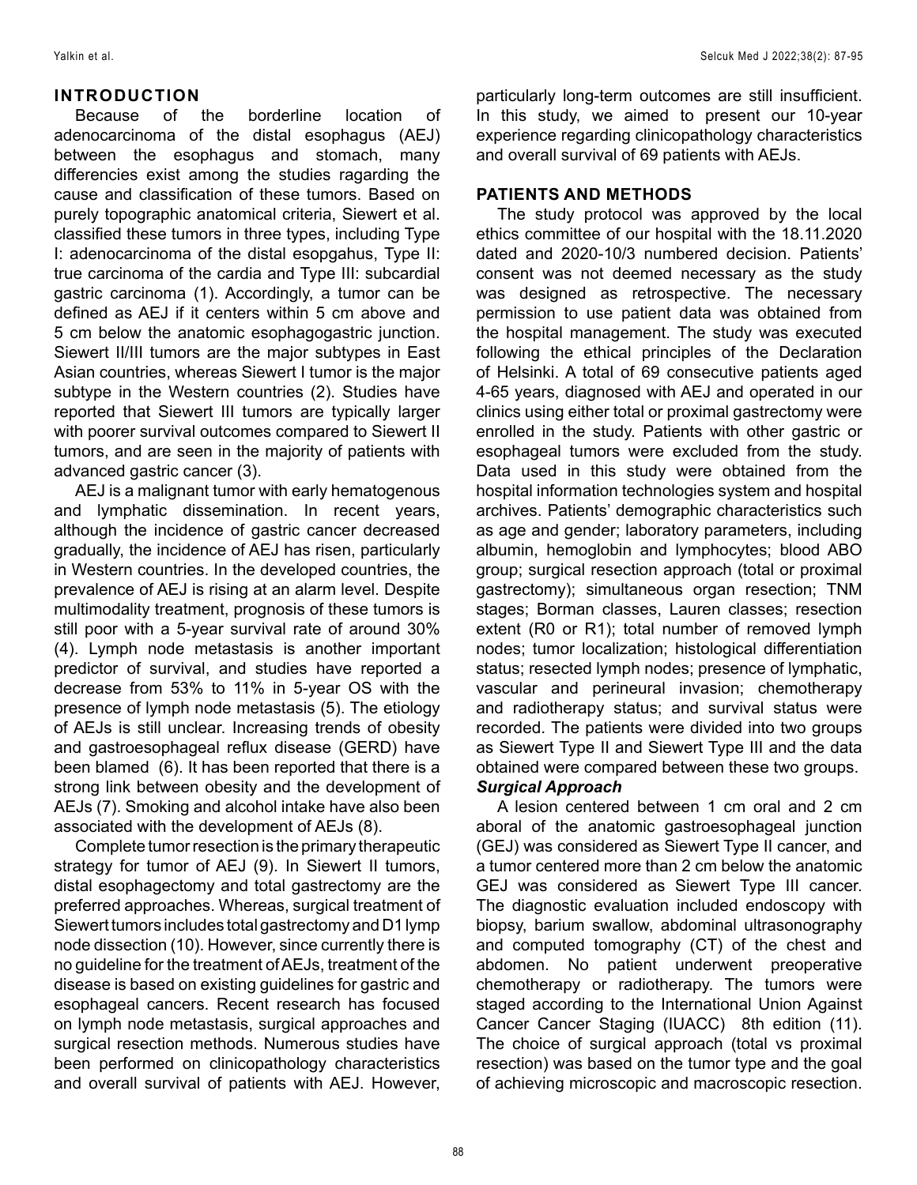## INTRODUCTION

Because of the borderline location of adenocarcinoma of the distal esophagus (AEJ) between the esophagus and stomach, many differencies exist among the studies ragarding the cause and classification of these tumors. Based on purely topographic anatomical criteria, Siewert et al. classified these tumors in three types, including Type I: adenocarcinoma of the distal esopgahus, Type II: true carcinoma of the cardia and Type III: subcardial gastric carcinoma (1). Accordingly, a tumor can be defined as AEJ if it centers within 5 cm above and 5 cm below the anatomic esophagogastric junction. Siewert II/III tumors are the major subtypes in East Asian countries, whereas Siewert I tumor is the major subtype in the Western countries (2). Studies have reported that Siewert III tumors are typically larger with poorer survival outcomes compared to Siewert II tumors, and are seen in the majority of patients with advanced gastric cancer (3).

AEJ is a malignant tumor with early hematogenous and lymphatic dissemination. In recent years, although the incidence of gastric cancer decreased gradually, the incidence of AEJ has risen, particularly in Western countries. In the developed countries, the prevalence of AEJ is rising at an alarm level. Despite multimodality treatment, prognosis of these tumors is still poor with a 5-year survival rate of around 30% (4). Lymph node metastasis is another important predictor of survival, and studies have reported a decrease from 53% to 11% in 5-year OS with the presence of lymph node metastasis (5). The etiology of AEJs is still unclear. Increasing trends of obesity and gastroesophageal reflux disease (GERD) have been blamed (6). It has been reported that there is a strong link between obesity and the development of AEJs (7). Smoking and alcohol intake have also been associated with the development of AEJs (8).

Complete tumor resection is the primary therapeutic strategy for tumor of AEJ (9). In Siewert II tumors, distal esophagectomy and total gastrectomy are the preferred approaches. Whereas, surgical treatment of Siewert tumors includes total gastrectomy and D1 lymp node dissection (10). However, since currently there is no guideline for the treatment of AEJs, treatment of the disease is based on existing guidelines for gastric and esophageal cancers. Recent research has focused on lymph node metastasis, surgical approaches and surgical resection methods. Numerous studies have been performed on clinicopathology characteristics and overall survival of patients with AEJ. However, particularly long-term outcomes are still insufficient. In this study, we aimed to present our 10-year experience regarding clinicopathology characteristics and overall survival of 69 patients with AEJs.

## PATIENTS AND METHODS

The study protocol was approved by the local ethics committee of our hospital with the 18.11.2020 dated and 2020-10/3 numbered decision. Patients' consent was not deemed necessary as the study was designed as retrospective. The necessary permission to use patient data was obtained from the hospital management. The study was executed following the ethical principles of the Declaration of Helsinki. A total of 69 consecutive patients aged 4-65 years, diagnosed with AEJ and operated in our clinics using either total or proximal gastrectomy were enrolled in the study. Patients with other gastric or esophageal tumors were excluded from the study. Data used in this study were obtained from the hospital information technologies system and hospital archives. Patients' demographic characteristics such as age and gender; laboratory parameters, including albumin, hemoglobin and lymphocytes; blood ABO group; surgical resection approach (total or proximal gastrectomy); simultaneous organ resection; TNM stages; Borman classes, Lauren classes; resection extent (R0 or R1); total number of removed lymph nodes; tumor localization; histological differentiation status; resected lymph nodes; presence of lymphatic, vascular and perineural invasion; chemotherapy and radiotherapy status; and survival status were recorded. The patients were divided into two groups as Siewert Type II and Siewert Type III and the data obtained were compared between these two groups.

### *Surgical Approach*

A lesion centered between 1 cm oral and 2 cm aboral of the anatomic gastroesophageal junction (GEJ) was considered as Siewert Type II cancer, and a tumor centered more than 2 cm below the anatomic GEJ was considered as Siewert Type III cancer. The diagnostic evaluation included endoscopy with biopsy, barium swallow, abdominal ultrasonography and computed tomography (CT) of the chest and abdomen. No patient underwent preoperative chemotherapy or radiotherapy. The tumors were staged according to the International Union Against Cancer Cancer Staging (IUACC) 8th edition (11). The choice of surgical approach (total vs proximal resection) was based on the tumor type and the goal of achieving microscopic and macroscopic resection.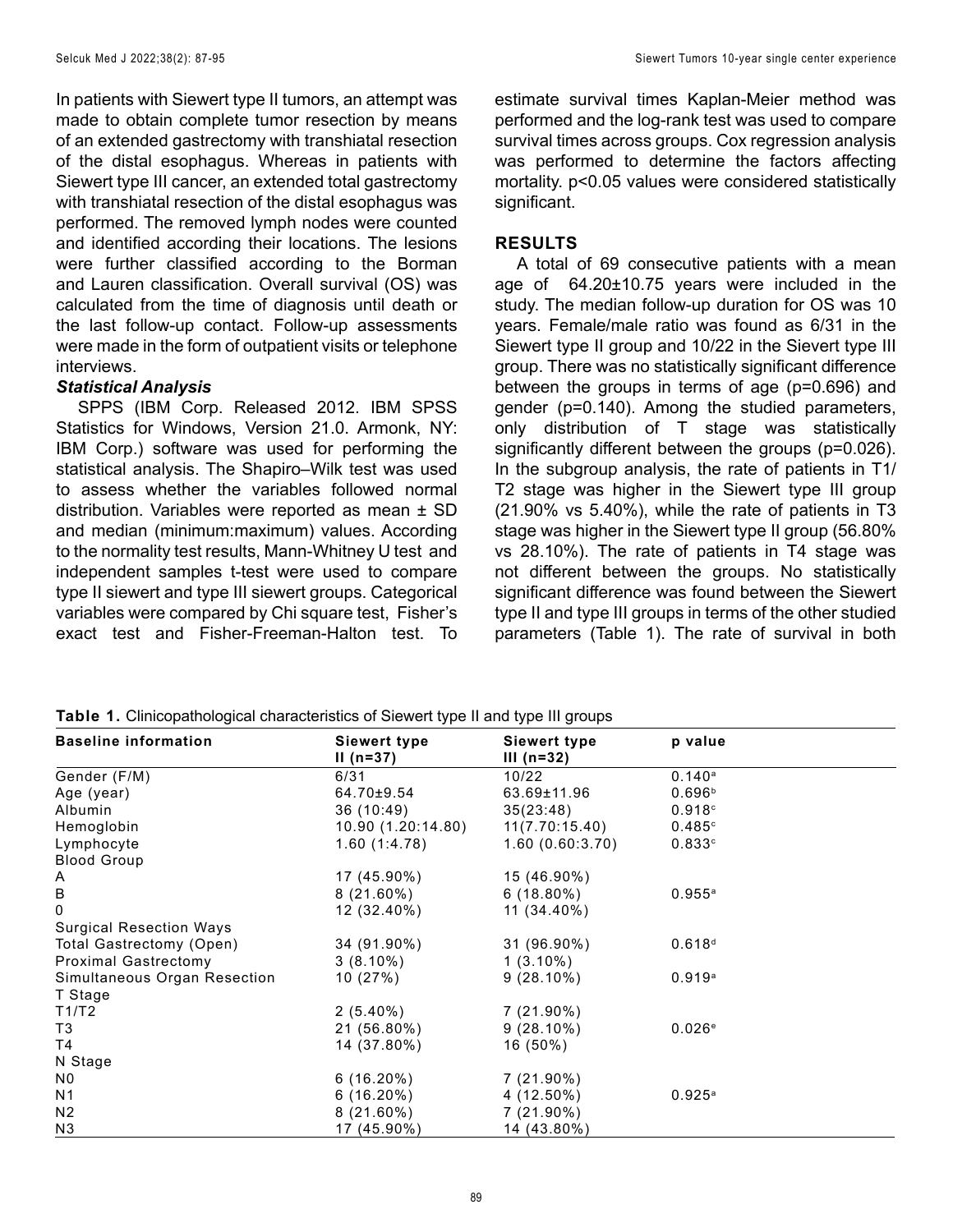In patients with Siewert type II tumors, an attempt was made to obtain complete tumor resection by means of an extended gastrectomy with transhiatal resection of the distal esophagus. Whereas in patients with Siewert type III cancer, an extended total gastrectomy with transhiatal resection of the distal esophagus was performed. The removed lymph nodes were counted and identified according their locations. The lesions were further classified according to the Borman and Lauren classification. Overall survival (OS) was calculated from the time of diagnosis until death or the last follow-up contact. Follow-up assessments were made in the form of outpatient visits or telephone interviews.

### *Statistical Analysis*

SPPS (IBM Corp. Released 2012. IBM SPSS Statistics for Windows, Version 21.0. Armonk, NY: IBM Corp.) software was used for performing the statistical analysis. The Shapiro–Wilk test was used to assess whether the variables followed normal distribution. Variables were reported as mean ± SD and median (minimum:maximum) values. According to the normality test results, Mann-Whitney U test and independent samples t-test were used to compare type II siewert and type III siewert groups. Categorical variables were compared by Chi square test, Fisher's exact test and Fisher-Freeman-Halton test. To estimate survival times Kaplan-Meier method was performed and the log-rank test was used to compare survival times across groups. Cox regression analysis was performed to determine the factors affecting mortality. $p<0.05$ values were considered statistically significant.

## RESULTS

A total of 69 consecutive patients with a mean age of 64.20±10.75 years were included in the study. The median follow-up duration for OS was 10 years. Female/male ratio was found as 6/31 in the Siewert type II group and 10/22 in the Sievert type III group. There was no statistically significant difference between the groups in terms of age (p=0.696) and gender (p=0.140). Among the studied parameters, only distribution of T stage was statistically significantly different between the groups (p=0.026). In the subgroup analysis, the rate of patients in T1/T2 stage was higher in the Siewert type III group (21.90% vs 5.40%), while the rate of patients in T3 stage was higher in the Siewert type II group (56.80% vs 28.10%). The rate of patients in T4 stage was not different between the groups. No statistically significant difference was found between the Siewert type II and type III groups in terms of the other studied parameters (Table 1). The rate of survival in both

**Table 1.** Clinicopathological characteristics of Siewert type II and type III groups

| Baseline information | Siewert type II (n=37) | Siewert type III (n=32) | p value |
|---|---|---|---|
| Gender (F/M) | 6/31 | 10/22 | 0.140[a] |
| Age (year) | 64.70±9.54 | 63.69±11.96 | 0.696[b] |
| Albumin | 36 (10:49) | 35(23:48) | 0.918[c] |
| Hemoglobin | 10.90 (1.20:14.80) | 11(7.70:15.40) | 0.485[c] |
| Lymphocyte | 1.60 (1:4.78) | 1.60 (0.60:3.70) | 0.833[c] |
| Blood Group | | | |
| A | 17 (45.90%) | 15 (46.90%) | |
| B | 8 (21.60%) | 6 (18.80%) | 0.955[a] |
| 0 | 12 (32.40%) | 11 (34.40%) | |
| Surgical Resection Ways | | | |
| Total Gastrectomy (Open) | 34 (91.90%) | 31 (96.90%) | 0.618[d] |
| Proximal Gastrectomy | 3 (8.10%) | 1 (3.10%) | |
| Simultaneous Organ Resection | 10 (27%) | 9 (28.10%) | 0.919[a] |
| T Stage | | | |
| T1/T2 | 2 (5.40%) | 7 (21.90%) | |
| T3 | 21 (56.80%) | 9 (28.10%) | 0.026[e] |
| T4 | 14 (37.80%) | 16 (50%) | |
| N Stage | | | |
| N0 | 6 (16.20%) | 7 (21.90%) | |
| N1 | 6 (16.20%) | 4 (12.50%) | 0.925[a] |
| N2 | 8 (21.60%) | 7 (21.90%) | |
| N3 | 17 (45.90%) | 14 (43.80%) | |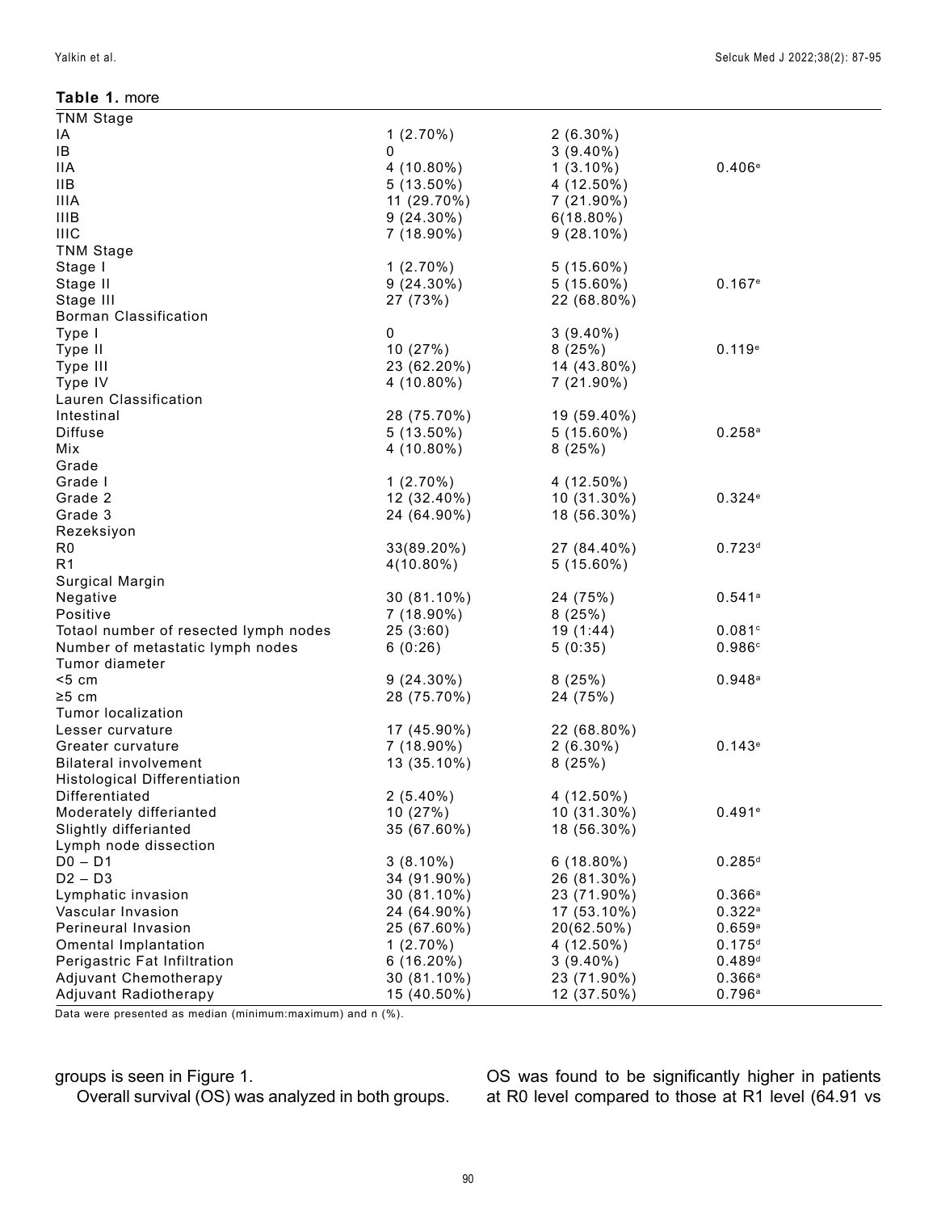**Table 1.** more

| | | | |
|---|---|---|---|
| TNM Stage | | | |
| IA | 1 (2.70%) | 2 (6.30%) | |
| IB | 0 | 3 (9.40%) | |
| IIA | 4 (10.80%) | 1 (3.10%) | 0.406[e] |
| IIB | 5 (13.50%) | 4 (12.50%) | |
| IIIA | 11 (29.70%) | 7 (21.90%) | |
| IIIB | 9 (24.30%) | 6(18.80%) | |
| IIIC | 7 (18.90%) | 9 (28.10%) | |
| TNM Stage | | | |
| Stage I | 1 (2.70%) | 5 (15.60%) | |
| Stage II | 9 (24.30%) | 5 (15.60%) | 0.167[e] |
| Stage III | 27 (73%) | 22 (68.80%) | |
| Borman Classification | | | |
| Type I | 0 | 3 (9.40%) | |
| Type II | 10 (27%) | 8 (25%) | 0.119[e] |
| Type III | 23 (62.20%) | 14 (43.80%) | |
| Type IV | 4 (10.80%) | 7 (21.90%) | |
| Lauren Classification | | | |
| Intestinal | 28 (75.70%) | 19 (59.40%) | |
| Diffuse | 5 (13.50%) | 5 (15.60%) | 0.258[a] |
| Mix | 4 (10.80%) | 8 (25%) | |
| Grade | | | |
| Grade I | 1 (2.70%) | 4 (12.50%) | |
| Grade 2 | 12 (32.40%) | 10 (31.30%) | 0.324[e] |
| Grade 3 | 24 (64.90%) | 18 (56.30%) | |
| Rezeksiyon | | | |
| R0 | 33(89.20%) | 27 (84.40%) | 0.723[d] |
| R1 | 4(10.80%) | 5 (15.60%) | |
| Surgical Margin | | | |
| Negative | 30 (81.10%) | 24 (75%) | 0.541[a] |
| Positive | 7 (18.90%) | 8 (25%) | |
| Totaol number of resected lymph nodes | 25 (3:60) | 19 (1:44) | 0.081[c] |
| Number of metastatic lymph nodes | 6 (0:26) | 5 (0:35) | 0.986[c] |
| Tumor diameter | | | |
| <5 cm | 9 (24.30%) | 8 (25%) | 0.948[a] |
| ≥5 cm | 28 (75.70%) | 24 (75%) | |
| Tumor localization | | | |
| Lesser curvature | 17 (45.90%) | 22 (68.80%) | |
| Greater curvature | 7 (18.90%) | 2 (6.30%) | 0.143[e] |
| Bilateral involvement | 13 (35.10%) | 8 (25%) | |
| Histological Differentiation | | | |
| Differentiated | 2 (5.40%) | 4 (12.50%) | |
| Moderately differianted | 10 (27%) | 10 (31.30%) | 0.491[e] |
| Slightly differianted | 35 (67.60%) | 18 (56.30%) | |
| Lymph node dissection | | | |
| D0 – D1 | 3 (8.10%) | 6 (18.80%) | 0.285[d] |
| D2 – D3 | 34 (91.90%) | 26 (81.30%) | |
| Lymphatic invasion | 30 (81.10%) | 23 (71.90%) | 0.366[a] |
| Vascular Invasion | 24 (64.90%) | 17 (53.10%) | 0.322[a] |
| Perineural Invasion | 25 (67.60%) | 20(62.50%) | 0.659[a] |
| Omental Implantation | 1 (2.70%) | 4 (12.50%) | 0.175[d] |
| Perigastric Fat Infiltration | 6 (16.20%) | 3 (9.40%) | 0.489[d] |
| Adjuvant Chemotherapy | 30 (81.10%) | 23 (71.90%) | 0.366[a] |
| Adjuvant Radiotherapy | 15 (40.50%) | 12 (37.50%) | 0.796[a] |

Data were presented as median (minimum:maximum) and n (%).

groups is seen in Figure 1.

Overall survival (OS) was analyzed in both groups. OS was found to be significantly higher in patients at R0 level compared to those at R1 level (64.91 vs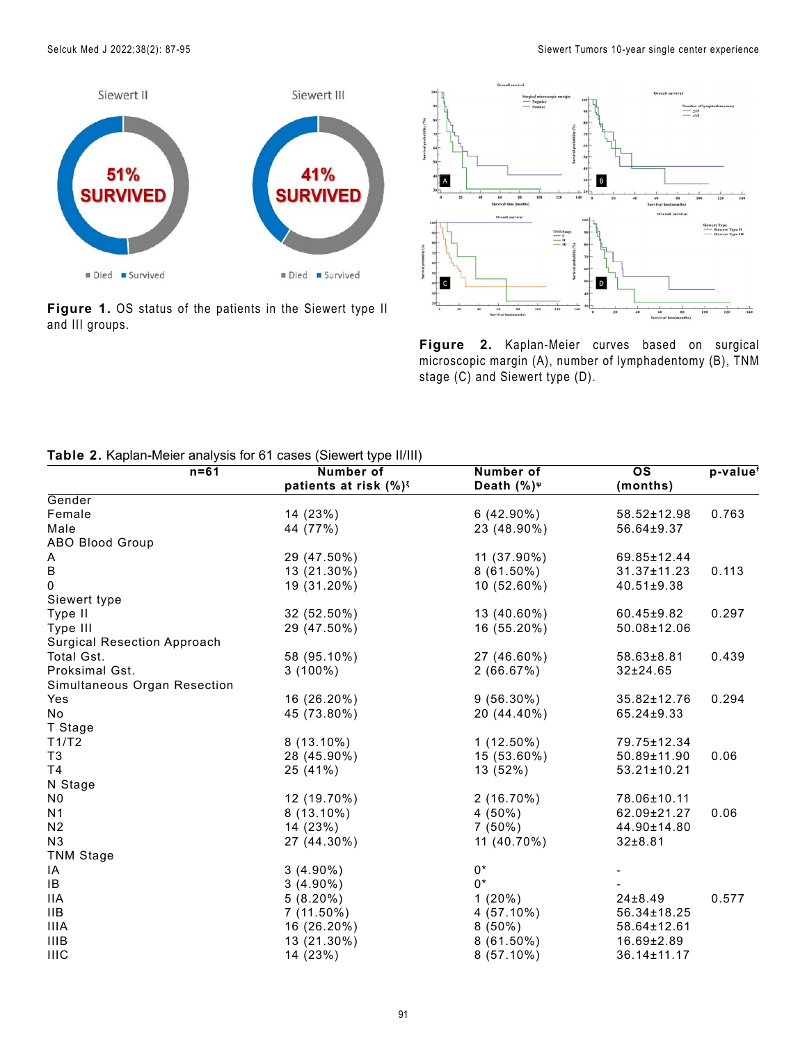**Figure 1.** OS status of the patients in the Siewert type II and III groups.

**Figure 2.** Kaplan-Meier curves based on surgical microscopic margin (A), number of lymphadentomy (B), TNM stage (C) and Siewert type (D).

**Table 2.** Kaplan-Meier analysis for 61 cases (Siewert type II/III)

| n=61 | Number of patients at risk (%)[ξ] | Number of Death (%)[Ψ] | OS (months) | p-value[f] |
|---|---|---|---|---|
| Gender | | | | |
| Female | 14 (23%) | 6 (42.90%) | 58.52±12.98 | 0.763 |
| Male | 44 (77%) | 23 (48.90%) | 56.64±9.37 | |
| ABO Blood Group | | | | |
| A | 29 (47.50%) | 11 (37.90%) | 69.85±12.44 | |
| B | 13 (21.30%) | 8 (61.50%) | 31.37±11.23 | 0.113 |
| 0 | 19 (31.20%) | 10 (52.60%) | 40.51±9.38 | |
| Siewert type | | | | |
| Type II | 32 (52.50%) | 13 (40.60%) | 60.45±9.82 | 0.297 |
| Type III | 29 (47.50%) | 16 (55.20%) | 50.08±12.06 | |
| Surgical Resection Approach | | | | |
| Total Gst. | 58 (95.10%) | 27 (46.60%) | 58.63±8.81 | 0.439 |
| Proksimal Gst. | 3 (100%) | 2 (66.67%) | 32±24.65 | |
| Simultaneous Organ Resection | | | | |
| Yes | 16 (26.20%) | 9 (56.30%) | 35.82±12.76 | 0.294 |
| No | 45 (73.80%) | 20 (44.40%) | 65.24±9.33 | |
| T Stage | | | | |
| T1/T2 | 8 (13.10%) | 1 (12.50%) | 79.75±12.34 | |
| T3 | 28 (45.90%) | 15 (53.60%) | 50.89±11.90 | 0.06 |
| T4 | 25 (41%) | 13 (52%) | 53.21±10.21 | |
| N Stage | | | | |
| N0 | 12 (19.70%) | 2 (16.70%) | 78.06±10.11 | |
| N1 | 8 (13.10%) | 4 (50%) | 62.09±21.27 | 0.06 |
| N2 | 14 (23%) | 7 (50%) | 44.90±14.80 | |
| N3 | 27 (44.30%) | 11 (40.70%) | 32±8.81 | |
| TNM Stage | | | | |
| IA | 3 (4.90%) | 0* | - | |
| IB | 3 (4.90%) | 0* | - | |
| IIA | 5 (8.20%) | 1 (20%) | 24±8.49 | 0.577 |
| IIB | 7 (11.50%) | 4 (57.10%) | 56.34±18.25 | |
| IIIA | 16 (26.20%) | 8 (50%) | 58.64±12.61 | |
| IIIB | 13 (21.30%) | 8 (61.50%) | 16.69±2.89 | |
| IIIC | 14 (23%) | 8 (57.10%) | 36.14±11.17 | |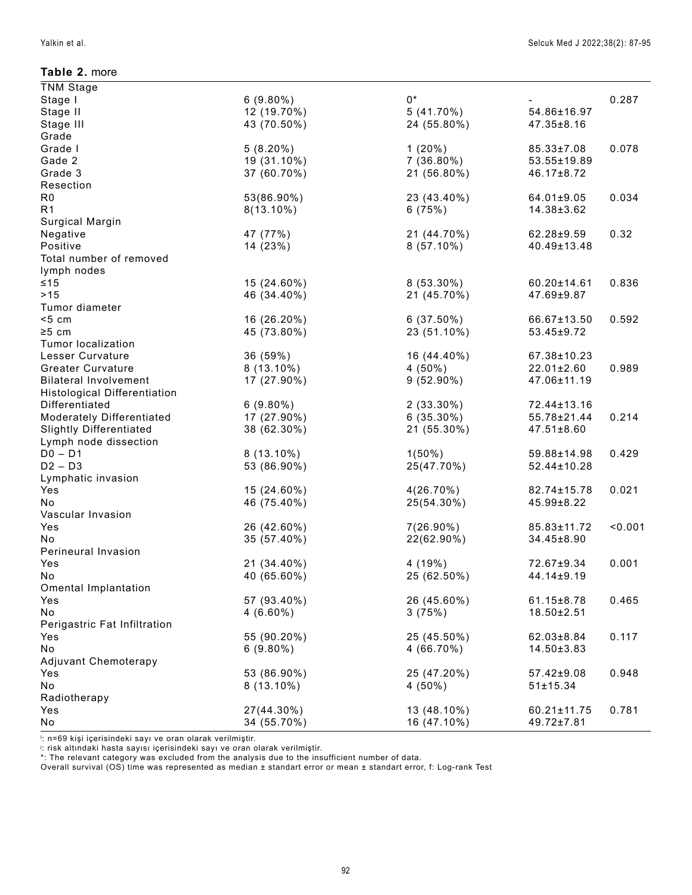**Table 2.** more

| | | | | |
|---|---|---|---|---|
| TNM Stage | | | | |
| Stage I | 6 (9.80%) | 0* | - | 0.287 |
| Stage II | 12 (19.70%) | 5 (41.70%) | 54.86±16.97 | |
| Stage III | 43 (70.50%) | 24 (55.80%) | 47.35±8.16 | |
| Grade | | | | |
| Grade I | 5 (8.20%) | 1 (20%) | 85.33±7.08 | 0.078 |
| Gade 2 | 19 (31.10%) | 7 (36.80%) | 53.55±19.89 | |
| Grade 3 | 37 (60.70%) | 21 (56.80%) | 46.17±8.72 | |
| Resection | | | | |
| R0 | 53(86.90%) | 23 (43.40%) | 64.01±9.05 | 0.034 |
| R1 | 8(13.10%) | 6 (75%) | 14.38±3.62 | |
| Surgical Margin | | | | |
| Negative | 47 (77%) | 21 (44.70%) | 62.28±9.59 | 0.32 |
| Positive | 14 (23%) | 8 (57.10%) | 40.49±13.48 | |
| Total number of removed lymph nodes | | | | |
| ≤15 | 15 (24.60%) | 8 (53.30%) | 60.20±14.61 | 0.836 |
| >15 | 46 (34.40%) | 21 (45.70%) | 47.69±9.87 | |
| Tumor diameter | | | | |
| <5 cm | 16 (26.20%) | 6 (37.50%) | 66.67±13.50 | 0.592 |
| ≥5 cm | 45 (73.80%) | 23 (51.10%) | 53.45±9.72 | |
| Tumor localization | | | | |
| Lesser Curvature | 36 (59%) | 16 (44.40%) | 67.38±10.23 | |
| Greater Curvature | 8 (13.10%) | 4 (50%) | 22.01±2.60 | 0.989 |
| Bilateral Involvement | 17 (27.90%) | 9 (52.90%) | 47.06±11.19 | |
| Histological Differentiation | | | | |
| Differentiated | 6 (9.80%) | 2 (33.30%) | 72.44±13.16 | |
| Moderately Differentiated | 17 (27.90%) | 6 (35.30%) | 55.78±21.44 | 0.214 |
| Slightly Differentiated | 38 (62.30%) | 21 (55.30%) | 47.51±8.60 | |
| Lymph node dissection | | | | |
| D0 – D1 | 8 (13.10%) | 1(50%) | 59.88±14.98 | 0.429 |
| D2 – D3 | 53 (86.90%) | 25(47.70%) | 52.44±10.28 | |
| Lymphatic invasion | | | | |
| Yes | 15 (24.60%) | 4(26.70%) | 82.74±15.78 | 0.021 |
| No | 46 (75.40%) | 25(54.30%) | 45.99±8.22 | |
| Vascular Invasion | | | | |
| Yes | 26 (42.60%) | 7(26.90%) | 85.83±11.72 | <0.001 |
| No | 35 (57.40%) | 22(62.90%) | 34.45±8.90 | |
| Perineural Invasion | | | | |
| Yes | 21 (34.40%) | 4 (19%) | 72.67±9.34 | 0.001 |
| No | 40 (65.60%) | 25 (62.50%) | 44.14±9.19 | |
| Omental Implantation | | | | |
| Yes | 57 (93.40%) | 26 (45.60%) | 61.15±8.78 | 0.465 |
| No | 4 (6.60%) | 3 (75%) | 18.50±2.51 | |
| Perigastric Fat Infiltration | | | | |
| Yes | 55 (90.20%) | 25 (45.50%) | 62.03±8.84 | 0.117 |
| No | 6 (9.80%) | 4 (66.70%) | 14.50±3.83 | |
| Adjuvant Chemoterapy | | | | |
| Yes | 53 (86.90%) | 25 (47.20%) | 57.42±9.08 | 0.948 |
| No | 8 (13.10%) | 4 (50%) | 51±15.34 | |
| Radiotherapy | | | | |
| Yes | 27(44.30%) | 13 (48.10%) | 60.21±11.75 | 0.781 |
| No | 34 (55.70%) | 16 (47.10%) | 49.72±7.81 | |

ι: n=69 kişi içerisindeki sayı ve oran olarak verilmiştir.
ȷ: risk altındaki hasta sayısı içerisindeki sayı ve oran olarak verilmiştir.
*: The relevant category was excluded from the analysis due to the insufficient number of data.
Overall survival (OS) time was represented as median ± standart error or mean ± standart error, f: Log-rank Test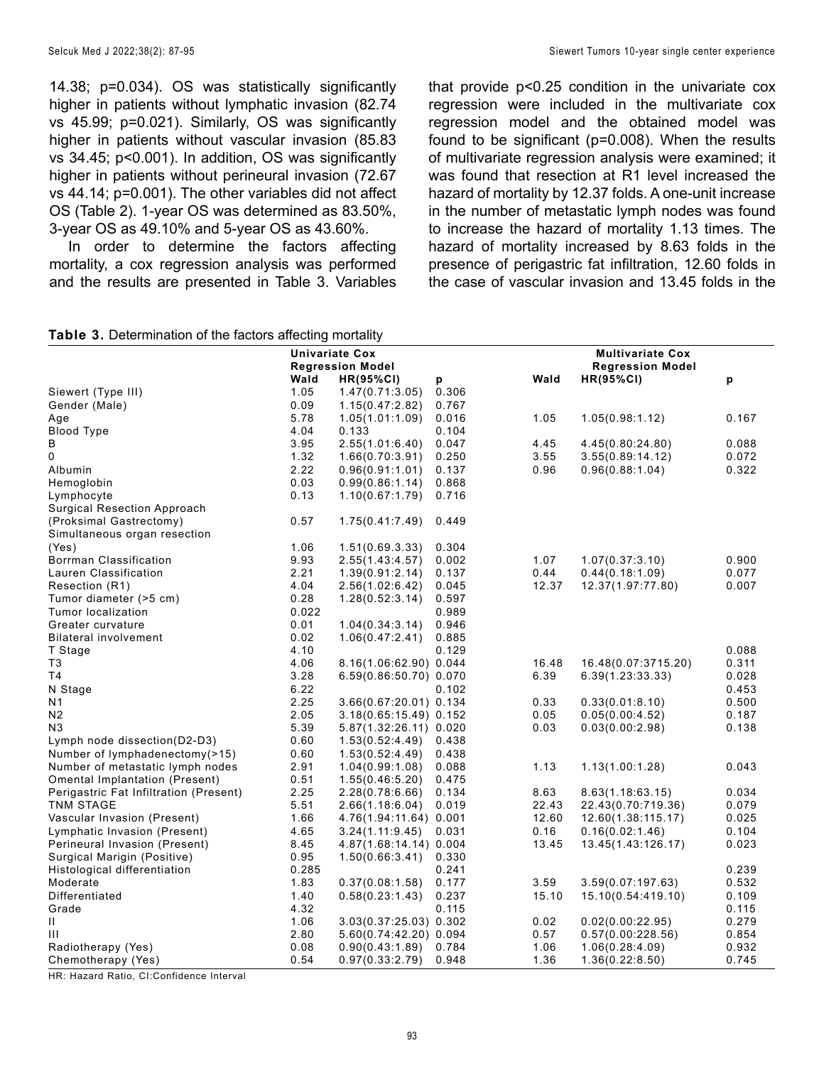14.38; p=0.034). OS was statistically significantly higher in patients without lymphatic invasion (82.74 vs 45.99; p=0.021). Similarly, OS was significantly higher in patients without vascular invasion (85.83 vs 34.45; p<0.001). In addition, OS was significantly higher in patients without perineural invasion (72.67 vs 44.14; p=0.001). The other variables did not affect OS (Table 2). 1-year OS was determined as 83.50%, 3-year OS as 49.10% and 5-year OS as 43.60%.

In order to determine the factors affecting mortality, a cox regression analysis was performed and the results are presented in Table 3. Variables that provide p<0.25 condition in the univariate cox regression were included in the multivariate cox regression model and the obtained model was found to be significant (p=0.008). When the results of multivariate regression analysis were examined; it was found that resection at R1 level increased the hazard of mortality by 12.37 folds. A one-unit increase in the number of metastatic lymph nodes was found to increase the hazard of mortality 1.13 times. The hazard of mortality increased by 8.63 folds in the presence of perigastric fat infiltration, 12.60 folds in the case of vascular invasion and 13.45 folds in the

**Table 3.** Determination of the factors affecting mortality

| | Univariate Cox Regression Model | | | Multivariate Cox Regression Model | | |
|---|---|---|---|---|---|---|
| | **Wald** | **HR(95%CI)** | **p** | **Wald** | **HR(95%CI)** | **p** |
| Siewert (Type III) | 1.05 | 1.47(0.71:3.05) | 0.306 | | | |
| Gender (Male) | 0.09 | 1.15(0.47:2.82) | 0.767 | | | |
| Age | 5.78 | 1.05(1.01:1.09) | 0.016 | 1.05 | 1.05(0.98:1.12) | 0.167 |
| Blood Type | 4.04 | 0.133 | 0.104 | | | |
| B | 3.95 | 2.55(1.01:6.40) | 0.047 | 4.45 | 4.45(0.80:24.80) | 0.088 |
| 0 | 1.32 | 1.66(0.70:3.91) | 0.250 | 3.55 | 3.55(0.89:14.12) | 0.072 |
| Albumin | 2.22 | 0.96(0.91:1.01) | 0.137 | 0.96 | 0.96(0.88:1.04) | 0.322 |
| Hemoglobin | 0.03 | 0.99(0.86:1.14) | 0.868 | | | |
| Lymphocyte | 0.13 | 1.10(0.67:1.79) | 0.716 | | | |
| Surgical Resection Approach (Proksimal Gastrectomy) | 0.57 | 1.75(0.41:7.49) | 0.449 | | | |
| Simultaneous organ resection (Yes) | 1.06 | 1.51(0.69.3.33) | 0.304 | | | |
| Borrman Classification | 9.93 | 2.55(1.43:4.57) | 0.002 | 1.07 | 1.07(0.37:3.10) | 0.900 |
| Lauren Classification | 2.21 | 1.39(0.91:2.14) | 0.137 | 0.44 | 0.44(0.18:1.09) | 0.077 |
| Resection (R1) | 4.04 | 2.56(1.02:6.42) | 0.045 | 12.37 | 12.37(1.97:77.80) | 0.007 |
| Tumor diameter (>5 cm) | 0.28 | 1.28(0.52:3.14) | 0.597 | | | |
| Tumor localization | 0.022 | | 0.989 | | | |
| Greater curvature | 0.01 | 1.04(0.34:3.14) | 0.946 | | | |
| Bilateral involvement | 0.02 | 1.06(0.47:2.41) | 0.885 | | | |
| T Stage | 4.10 | | 0.129 | | | 0.088 |
| T3 | 4.06 | 8.16(1.06:62.90) | 0.044 | 16.48 | 16.48(0.07:3715.20) | 0.311 |
| T4 | 3.28 | 6.59(0.86:50.70) | 0.070 | 6.39 | 6.39(1.23:33.33) | 0.028 |
| N Stage | 6.22 | | 0.102 | | | 0.453 |
| N1 | 2.25 | 3.66(0.67:20.01) | 0.134 | 0.33 | 0.33(0.01:8.10) | 0.500 |
| N2 | 2.05 | 3.18(0.65:15.49) | 0.152 | 0.05 | 0.05(0.00:4.52) | 0.187 |
| N3 | 5.39 | 5.87(1.32:26.11) | 0.020 | 0.03 | 0.03(0.00:2.98) | 0.138 |
| Lymph node dissection(D2-D3) | 0.60 | 1.53(0.52:4.49) | 0.438 | | | |
| Number of lymphadenectomy(>15) | 0.60 | 1.53(0.52:4.49) | 0.438 | | | |
| Number of metastatic lymph nodes | 2.91 | 1.04(0.99:1.08) | 0.088 | 1.13 | 1.13(1.00:1.28) | 0.043 |
| Omental Implantation (Present) | 0.51 | 1.55(0.46:5.20) | 0.475 | | | |
| Perigastric Fat Infiltration (Present) | 2.25 | 2.28(0.78:6.66) | 0.134 | 8.63 | 8.63(1.18:63.15) | 0.034 |
| TNM STAGE | 5.51 | 2.66(1.18:6.04) | 0.019 | 22.43 | 22.43(0.70:719.36) | 0.079 |
| Vascular Invasion (Present) | 1.66 | 4.76(1.94:11.64) | 0.001 | 12.60 | 12.60(1.38:115.17) | 0.025 |
| Lymphatic Invasion (Present) | 4.65 | 3.24(1.11:9.45) | 0.031 | 0.16 | 0.16(0.02:1.46) | 0.104 |
| Perineural Invasion (Present) | 8.45 | 4.87(1.68:14.14) | 0.004 | 13.45 | 13.45(1.43:126.17) | 0.023 |
| Surgical Marigin (Positive) | 0.95 | 1.50(0.66:3.41) | 0.330 | | | |
| Histological differentiation | 0.285 | | 0.241 | | | 0.239 |
| Moderate | 1.83 | 0.37(0.08:1.58) | 0.177 | 3.59 | 3.59(0.07:197.63) | 0.532 |
| Differentiated | 1.40 | 0.58(0.23:1.43) | 0.237 | 15.10 | 15.10(0.54:419.10) | 0.109 |
| Grade | 4.32 | | 0.115 | | | 0.115 |
| II | 1.06 | 3.03(0.37:25.03) | 0.302 | 0.02 | 0.02(0.00:22.95) | 0.279 |
| III | 2.80 | 5.60(0.74:42.20) | 0.094 | 0.57 | 0.57(0.00:228.56) | 0.854 |
| Radiotherapy (Yes) | 0.08 | 0.90(0.43:1.89) | 0.784 | 1.06 | 1.06(0.28:4.09) | 0.932 |
| Chemotherapy (Yes) | 0.54 | 0.97(0.33:2.79) | 0.948 | 1.36 | 1.36(0.22:8.50) | 0.745 |

HR: Hazard Ratio, CI:Confidence Interval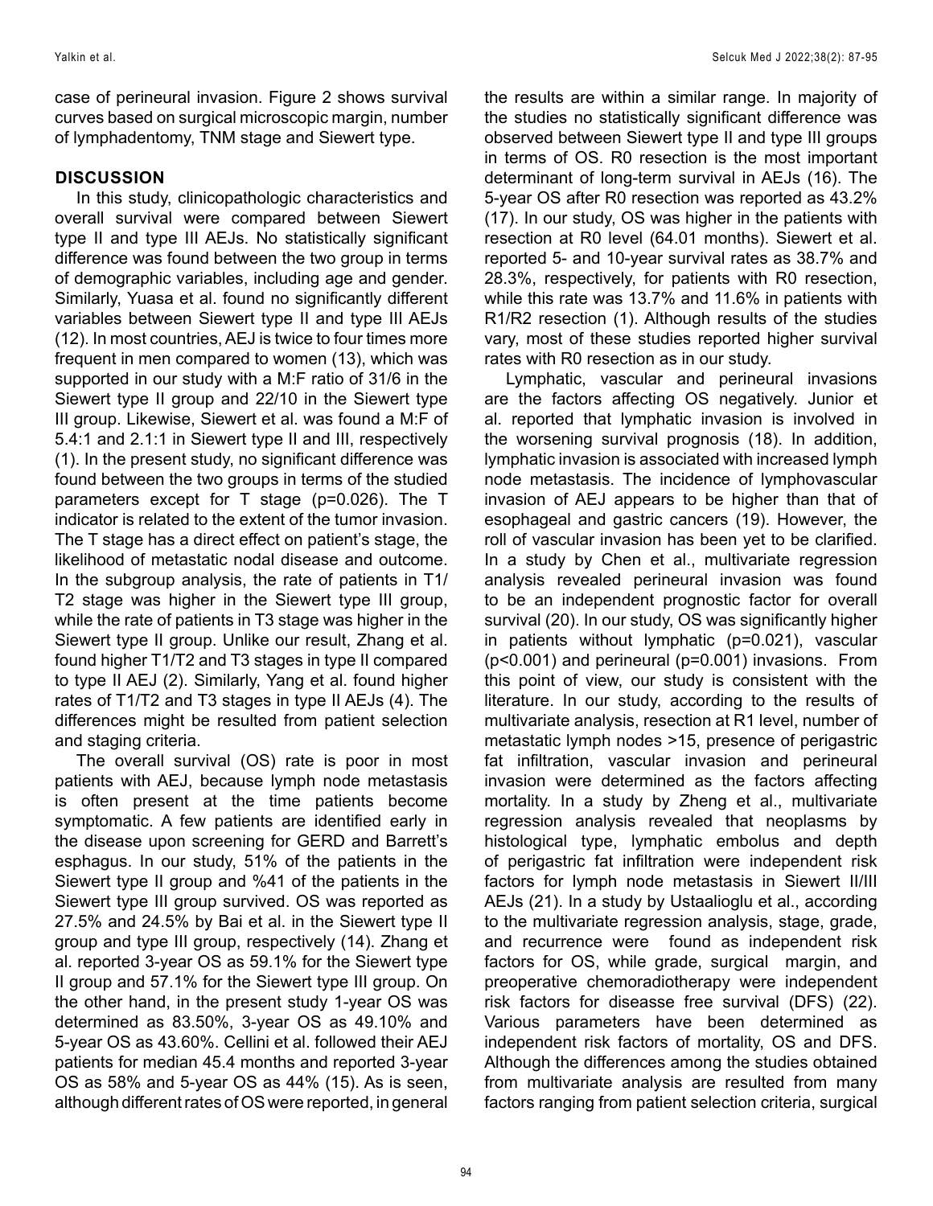case of perineural invasion. Figure 2 shows survival curves based on surgical microscopic margin, number of lymphadentomy, TNM stage and Siewert type.

## DISCUSSION

In this study, clinicopathologic characteristics and overall survival were compared between Siewert type II and type III AEJs. No statistically significant difference was found between the two group in terms of demographic variables, including age and gender. Similarly, Yuasa et al. found no significantly different variables between Siewert type II and type III AEJs (12). In most countries, AEJ is twice to four times more frequent in men compared to women (13), which was supported in our study with a M:F ratio of 31/6 in the Siewert type II group and 22/10 in the Siewert type III group. Likewise, Siewert et al. was found a M:F of 5.4:1 and 2.1:1 in Siewert type II and III, respectively (1). In the present study, no significant difference was found between the two groups in terms of the studied parameters except for T stage (p=0.026). The T indicator is related to the extent of the tumor invasion. The T stage has a direct effect on patient's stage, the likelihood of metastatic nodal disease and outcome. In the subgroup analysis, the rate of patients in T1/T2 stage was higher in the Siewert type III group, while the rate of patients in T3 stage was higher in the Siewert type II group. Unlike our result, Zhang et al. found higher T1/T2 and T3 stages in type II compared to type II AEJ (2). Similarly, Yang et al. found higher rates of T1/T2 and T3 stages in type II AEJs (4). The differences might be resulted from patient selection and staging criteria.

The overall survival (OS) rate is poor in most patients with AEJ, because lymph node metastasis is often present at the time patients become symptomatic. A few patients are identified early in the disease upon screening for GERD and Barrett's esophagus. In our study, 51% of the patients in the Siewert type II group and %41 of the patients in the Siewert type III group survived. OS was reported as 27.5% and 24.5% by Bai et al. in the Siewert type II group and type III group, respectively (14). Zhang et al. reported 3-year OS as 59.1% for the Siewert type II group and 57.1% for the Siewert type III group. On the other hand, in the present study 1-year OS was determined as 83.50%, 3-year OS as 49.10% and 5-year OS as 43.60%. Cellini et al. followed their AEJ patients for median 45.4 months and reported 3-year OS as 58% and 5-year OS as 44% (15). As is seen, although different rates of OS were reported, in general the results are within a similar range. In majority of the studies no statistically significant difference was observed between Siewert type II and type III groups in terms of OS. R0 resection is the most important determinant of long-term survival in AEJs (16). The 5-year OS after R0 resection was reported as 43.2% (17). In our study, OS was higher in the patients with resection at R0 level (64.01 months). Siewert et al. reported 5- and 10-year survival rates as 38.7% and 28.3%, respectively, for patients with R0 resection, while this rate was 13.7% and 11.6% in patients with R1/R2 resection (1). Although results of the studies vary, most of these studies reported higher survival rates with R0 resection as in our study.

Lymphatic, vascular and perineural invasions are the factors affecting OS negatively. Junior et al. reported that lymphatic invasion is involved in the worsening survival prognosis (18). In addition, lymphatic invasion is associated with increased lymph node metastasis. The incidence of lymphovascular invasion of AEJ appears to be higher than that of esophageal and gastric cancers (19). However, the roll of vascular invasion has been yet to be clarified. In a study by Chen et al., multivariate regression analysis revealed perineural invasion was found to be an independent prognostic factor for overall survival (20). In our study, OS was significantly higher in patients without lymphatic (p=0.021), vascular (p<0.001) and perineural (p=0.001) invasions. From this point of view, our study is consistent with the literature. In our study, according to the results of multivariate analysis, resection at R1 level, number of metastatic lymph nodes >15, presence of perigastric fat infiltration, vascular invasion and perineural invasion were determined as the factors affecting mortality. In a study by Zheng et al., multivariate regression analysis revealed that neoplasms by histological type, lymphatic embolus and depth of perigastric fat infiltration were independent risk factors for lymph node metastasis in Siewert II/III AEJs (21). In a study by Ustaalioglu et al., according to the multivariate regression analysis, stage, grade, and recurrence were found as independent risk factors for OS, while grade, surgical margin, and preoperative chemoradiotherapy were independent risk factors for disease free survival (DFS) (22). Various parameters have been determined as independent risk factors of mortality, OS and DFS. Although the differences among the studies obtained from multivariate analysis are resulted from many factors ranging from patient selection criteria, surgical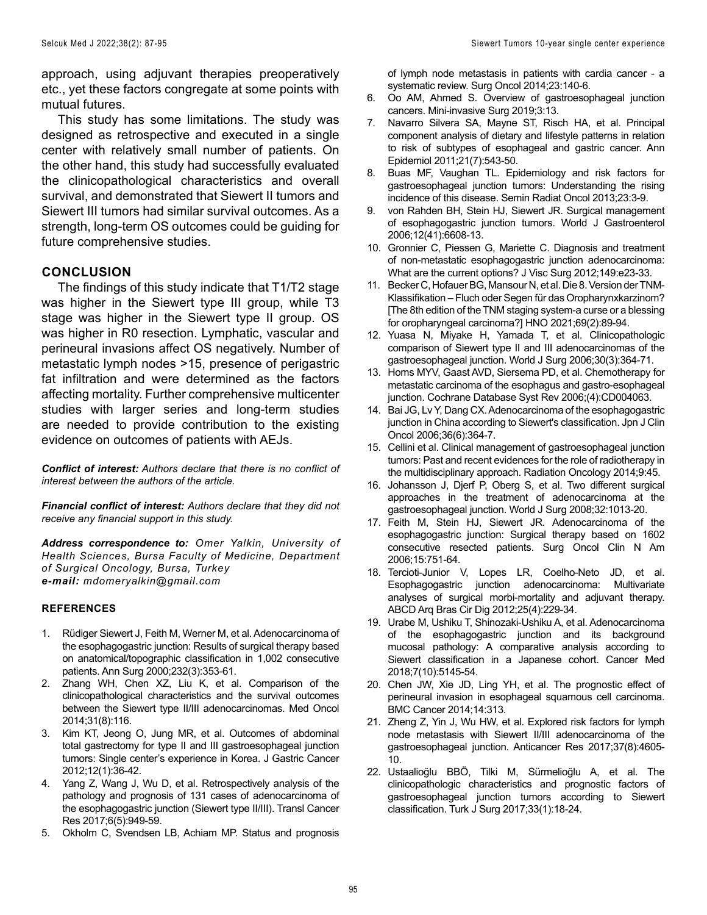approach, using adjuvant therapies preoperatively etc., yet these factors congregate at some points with mutual futures.

This study has some limitations. The study was designed as retrospective and executed in a single center with relatively small number of patients. On the other hand, this study had successfully evaluated the clinicopathological characteristics and overall survival, and demonstrated that Siewert II tumors and Siewert III tumors had similar survival outcomes. As a strength, long-term OS outcomes could be guiding for future comprehensive studies.

## CONCLUSION

The findings of this study indicate that T1/T2 stage was higher in the Siewert type III group, while T3 stage was higher in the Siewert type II group. OS was higher in R0 resection. Lymphatic, vascular and perineural invasions affect OS negatively. Number of metastatic lymph nodes >15, presence of perigastric fat infiltration and were determined as the factors affecting mortality. Further comprehensive multicenter studies with larger series and long-term studies are needed to provide contribution to the existing evidence on outcomes of patients with AEJs.

***Conflict of interest:*** *Authors declare that there is no conflict of interest between the authors of the article.*

***Financial conflict of interest:*** *Authors declare that they did not receive any financial support in this study.*

***Address correspondence to:*** *Omer Yalkin, University of Health Sciences, Bursa Faculty of Medicine, Department of Surgical Oncology, Bursa, Turkey*
***e-mail:*** *mdomeryalkin@gmail.com*

### REFERENCES

1. Rüdiger Siewert J, Feith M, Werner M, et al. Adenocarcinoma of the esophagogastric junction: Results of surgical therapy based on anatomical/topographic classification in 1,002 consecutive patients. Ann Surg 2000;232(3):353-61.
2. Zhang WH, Chen XZ, Liu K, et al. Comparison of the clinicopathological characteristics and the survival outcomes between the Siewert type II/III adenocarcinomas. Med Oncol 2014;31(8):116.
3. Kim KT, Jeong O, Jung MR, et al. Outcomes of abdominal total gastrectomy for type II and III gastroesophageal junction tumors: Single center's experience in Korea. J Gastric Cancer 2012;12(1):36-42.
4. Yang Z, Wang J, Wu D, et al. Retrospectively analysis of the pathology and prognosis of 131 cases of adenocarcinoma of the esophagogastric junction (Siewert type II/III). Transl Cancer Res 2017;6(5):949-59.
5. Okholm C, Svendsen LB, Achiam MP. Status and prognosis of lymph node metastasis in patients with cardia cancer - a systematic review. Surg Oncol 2014;23:140-6.
6. Oo AM, Ahmed S. Overview of gastroesophageal junction cancers. Mini-invasive Surg 2019;3:13.
7. Navarro Silvera SA, Mayne ST, Risch HA, et al. Principal component analysis of dietary and lifestyle patterns in relation to risk of subtypes of esophageal and gastric cancer. Ann Epidemiol 2011;21(7):543-50.
8. Buas MF, Vaughan TL. Epidemiology and risk factors for gastroesophageal junction tumors: Understanding the rising incidence of this disease. Semin Radiat Oncol 2013;23:3-9.
9. von Rahden BH, Stein HJ, Siewert JR. Surgical management of esophagogastric junction tumors. World J Gastroenterol 2006;12(41):6608-13.
10. Gronnier C, Piessen G, Mariette C. Diagnosis and treatment of non-metastatic esophagogastric junction adenocarcinoma: What are the current options? J Visc Surg 2012;149:e23-33.
11. Becker C, Hofauer BG, Mansour N, et al. Die 8. Version der TNM-Klassifikation – Fluch oder Segen für das Oropharynxkarzinom? [The 8th edition of the TNM staging system-a curse or a blessing for oropharyngeal carcinoma?] HNO 2021;69(2):89-94.
12. Yuasa N, Miyake H, Yamada T, et al. Clinicopathologic comparison of Siewert type II and III adenocarcinomas of the gastroesophageal junction. World J Surg 2006;30(3):364-71.
13. Homs MYV, Gaast AVD, Siersema PD, et al. Chemotherapy for metastatic carcinoma of the esophagus and gastro-esophageal junction. Cochrane Database Syst Rev 2006;(4):CD004063.
14. Bai JG, Lv Y, Dang CX. Adenocarcinoma of the esophagogastric junction in China according to Siewert's classification. Jpn J Clin Oncol 2006;36(6):364-7.
15. Cellini et al. Clinical management of gastroesophageal junction tumors: Past and recent evidences for the role of radiotherapy in the multidisciplinary approach. Radiation Oncology 2014;9:45.
16. Johansson J, Djerf P, Oberg S, et al. Two different surgical approaches in the treatment of adenocarcinoma at the gastroesophageal junction. World J Surg 2008;32:1013-20.
17. Feith M, Stein HJ, Siewert JR. Adenocarcinoma of the esophagogastric junction: Surgical therapy based on 1602 consecutive resected patients. Surg Oncol Clin N Am 2006;15:751-64.
18. Tercioti-Junior V, Lopes LR, Coelho-Neto JD, et al. Esophagogastric junction adenocarcinoma: Multivariate analyses of surgical morbi-mortality and adjuvant therapy. ABCD Arq Bras Cir Dig 2012;25(4):229-34.
19. Urabe M, Ushiku T, Shinozaki-Ushiku A, et al. Adenocarcinoma of the esophagogastric junction and its background mucosal pathology: A comparative analysis according to Siewert classification in a Japanese cohort. Cancer Med 2018;7(10):5145-54.
20. Chen JW, Xie JD, Ling YH, et al. The prognostic effect of perineural invasion in esophageal squamous cell carcinoma. BMC Cancer 2014;14:313.
21. Zheng Z, Yin J, Wu HW, et al. Explored risk factors for lymph node metastasis with Siewert II/III adenocarcinoma of the gastroesophageal junction. Anticancer Res 2017;37(8):4605-10.
22. Ustaalioğlu BBÖ, Tilki M, Sürmelioğlu A, et al. The clinicopathologic characteristics and prognostic factors of gastroesophageal junction tumors according to Siewert classification. Turk J Surg 2017;33(1):18-24.